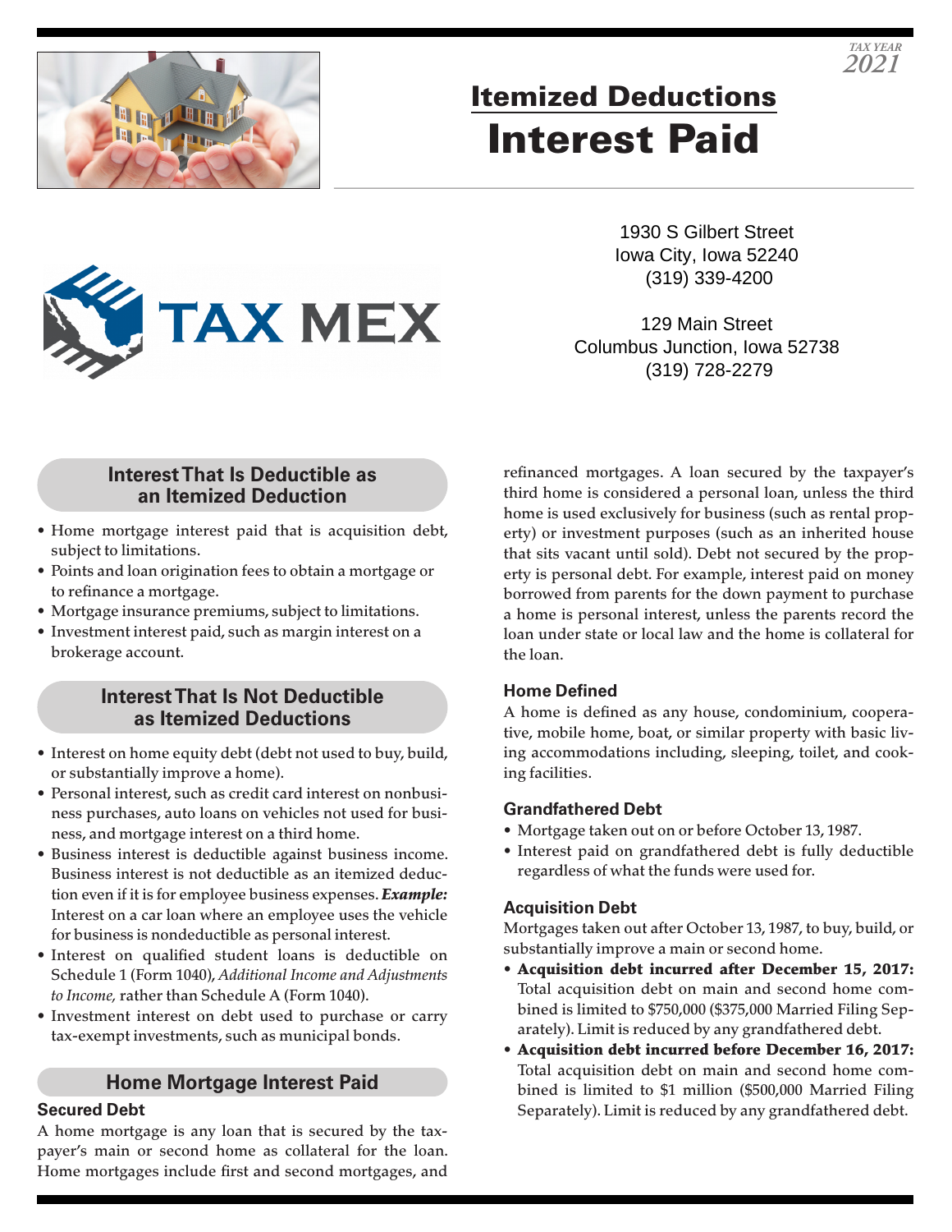TAX YEAR 2021

# Itemized Deductions
# Interest Paid

TAX MEX

1930 S Gilbert Street
Iowa City, Iowa 52240
(319) 339-4200

129 Main Street
Columbus Junction, Iowa 52738
(319) 728-2279

## Interest That Is Deductible as an Itemized Deduction

- Home mortgage interest paid that is acquisition debt, subject to limitations.
- Points and loan origination fees to obtain a mortgage or to refinance a mortgage.
- Mortgage insurance premiums, subject to limitations.
- Investment interest paid, such as margin interest on a brokerage account.

## Interest That Is Not Deductible as Itemized Deductions

- Interest on home equity debt (debt not used to buy, build, or substantially improve a home).
- Personal interest, such as credit card interest on nonbusiness purchases, auto loans on vehicles not used for business, and mortgage interest on a third home.
- Business interest is deductible against business income. Business interest is not deductible as an itemized deduction even if it is for employee business expenses. ***Example:*** Interest on a car loan where an employee uses the vehicle for business is nondeductible as personal interest.
- Interest on qualified student loans is deductible on Schedule 1 (Form 1040), *Additional Income and Adjustments to Income,* rather than Schedule A (Form 1040).
- Investment interest on debt used to purchase or carry tax-exempt investments, such as municipal bonds.

## Home Mortgage Interest Paid

### Secured Debt

A home mortgage is any loan that is secured by the taxpayer's main or second home as collateral for the loan. Home mortgages include first and second mortgages, and refinanced mortgages. A loan secured by the taxpayer's third home is considered a personal loan, unless the third home is used exclusively for business (such as rental property) or investment purposes (such as an inherited house that sits vacant until sold). Debt not secured by the property is personal debt. For example, interest paid on money borrowed from parents for the down payment to purchase a home is personal interest, unless the parents record the loan under state or local law and the home is collateral for the loan.

### Home Defined

A home is defined as any house, condominium, cooperative, mobile home, boat, or similar property with basic living accommodations including, sleeping, toilet, and cooking facilities.

### Grandfathered Debt

- Mortgage taken out on or before October 13, 1987.
- Interest paid on grandfathered debt is fully deductible regardless of what the funds were used for.

### Acquisition Debt

Mortgages taken out after October 13, 1987, to buy, build, or substantially improve a main or second home.

- **Acquisition debt incurred after December 15, 2017:** Total acquisition debt on main and second home combined is limited to $750,000 ($375,000 Married Filing Separately). Limit is reduced by any grandfathered debt.
- **Acquisition debt incurred before December 16, 2017:** Total acquisition debt on main and second home combined is limited to $1 million ($500,000 Married Filing Separately). Limit is reduced by any grandfathered debt.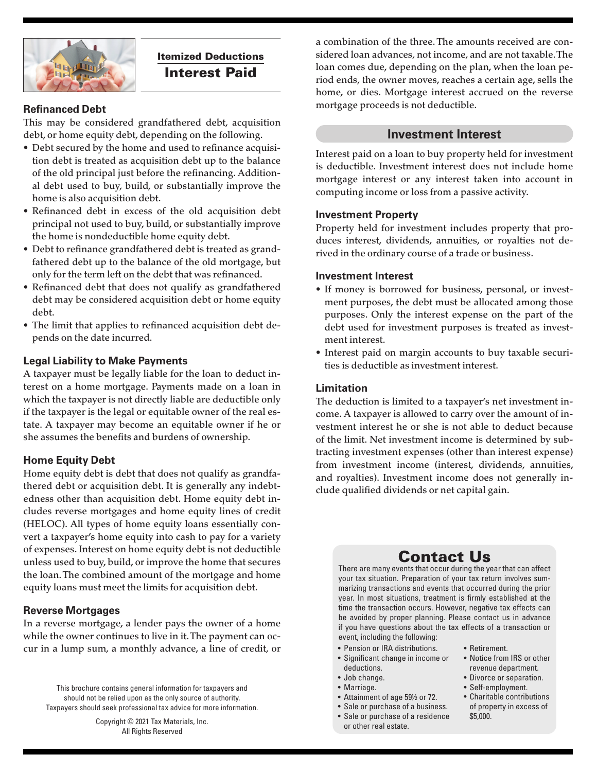## Itemized Deductions

# Interest Paid

### Refinanced Debt

This may be considered grandfathered debt, acquisition debt, or home equity debt, depending on the following.

- Debt secured by the home and used to refinance acquisition debt is treated as acquisition debt up to the balance of the old principal just before the refinancing. Additional debt used to buy, build, or substantially improve the home is also acquisition debt.
- Refinanced debt in excess of the old acquisition debt principal not used to buy, build, or substantially improve the home is nondeductible home equity debt.
- Debt to refinance grandfathered debt is treated as grandfathered debt up to the balance of the old mortgage, but only for the term left on the debt that was refinanced.
- Refinanced debt that does not qualify as grandfathered debt may be considered acquisition debt or home equity debt.
- The limit that applies to refinanced acquisition debt depends on the date incurred.

### Legal Liability to Make Payments

A taxpayer must be legally liable for the loan to deduct interest on a home mortgage. Payments made on a loan in which the taxpayer is not directly liable are deductible only if the taxpayer is the legal or equitable owner of the real estate. A taxpayer may become an equitable owner if he or she assumes the benefits and burdens of ownership.

### Home Equity Debt

Home equity debt is debt that does not qualify as grandfathered debt or acquisition debt. It is generally any indebtedness other than acquisition debt. Home equity debt includes reverse mortgages and home equity lines of credit (HELOC). All types of home equity loans essentially convert a taxpayer's home equity into cash to pay for a variety of expenses. Interest on home equity debt is not deductible unless used to buy, build, or improve the home that secures the loan. The combined amount of the mortgage and home equity loans must meet the limits for acquisition debt.

### Reverse Mortgages

In a reverse mortgage, a lender pays the owner of a home while the owner continues to live in it. The payment can occur in a lump sum, a monthly advance, a line of credit, or a combination of the three. The amounts received are considered loan advances, not income, and are not taxable. The loan comes due, depending on the plan, when the loan period ends, the owner moves, reaches a certain age, sells the home, or dies. Mortgage interest accrued on the reverse mortgage proceeds is not deductible.

## Investment Interest

Interest paid on a loan to buy property held for investment is deductible. Investment interest does not include home mortgage interest or any interest taken into account in computing income or loss from a passive activity.

### Investment Property

Property held for investment includes property that produces interest, dividends, annuities, or royalties not derived in the ordinary course of a trade or business.

### Investment Interest

- If money is borrowed for business, personal, or investment purposes, the debt must be allocated among those purposes. Only the interest expense on the part of the debt used for investment purposes is treated as investment interest.
- Interest paid on margin accounts to buy taxable securities is deductible as investment interest.

### Limitation

The deduction is limited to a taxpayer's net investment income. A taxpayer is allowed to carry over the amount of investment interest he or she is not able to deduct because of the limit. Net investment income is determined by subtracting investment expenses (other than interest expense) from investment income (interest, dividends, annuities, and royalties). Investment income does not generally include qualified dividends or net capital gain.

## Contact Us

There are many events that occur during the year that can affect your tax situation. Preparation of your tax return involves summarizing transactions and events that occurred during the prior year. In most situations, treatment is firmly established at the time the transaction occurs. However, negative tax effects can be avoided by proper planning. Please contact us in advance if you have questions about the tax effects of a transaction or event, including the following:

- Pension or IRA distributions.
- Significant change in income or deductions.
- Job change.
- Marriage.
- Attainment of age 59½ or 72.
- Sale or purchase of a business.
- Sale or purchase of a residence or other real estate.
- Retirement.
- Notice from IRS or other revenue department.
- Divorce or separation.
- Self-employment.
- Charitable contributions of property in excess of $5,000.

This brochure contains general information for taxpayers and should not be relied upon as the only source of authority. Taxpayers should seek professional tax advice for more information.

Copyright © 2021 Tax Materials, Inc.
All Rights Reserved